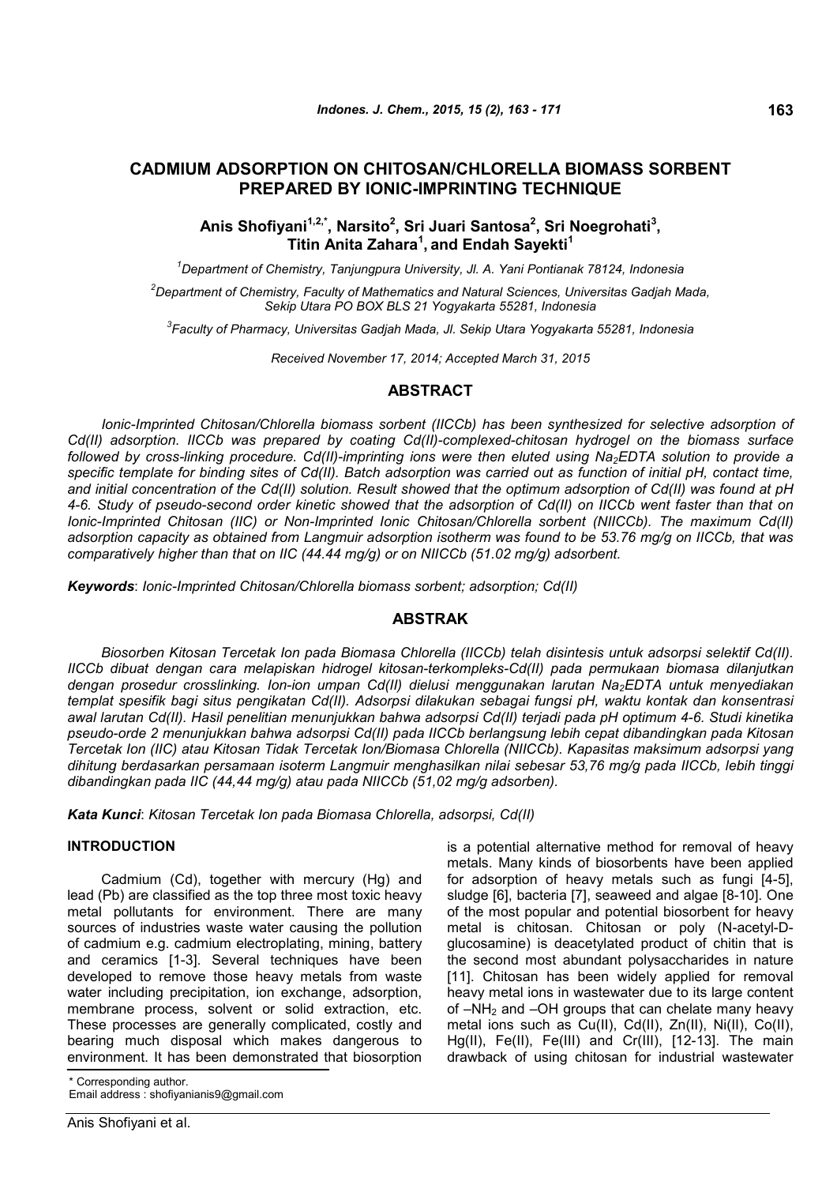# CADMIUM ADSORPTION ON CHITOSAN/CHLORELLA BIOMASS SORBENT PREPARED BY IONIC-IMPRINTING TECHNIQUE

**Anis Shofiyani[1,2,*], Narsito[2], Sri Juari Santosa[2], Sri Noegrohati[3], Titin Anita Zahara[1], and Endah Sayekti[1]**

[1]Department of Chemistry, Tanjungpura University, Jl. A. Yani Pontianak 78124, Indonesia

[2]Department of Chemistry, Faculty of Mathematics and Natural Sciences, Universitas Gadjah Mada, Sekip Utara PO BOX BLS 21 Yogyakarta 55281, Indonesia

[3]Faculty of Pharmacy, Universitas Gadjah Mada, Jl. Sekip Utara Yogyakarta 55281, Indonesia

*Received November 17, 2014; Accepted March 31, 2015*

## ABSTRACT

*Ionic-Imprinted Chitosan/Chlorella biomass sorbent (IICCb) has been synthesized for selective adsorption of Cd(II) adsorption. IICCb was prepared by coating Cd(II)-complexed-chitosan hydrogel on the biomass surface followed by cross-linking procedure. Cd(II)-imprinting ions were then eluted using $Na_2EDTA$ solution to provide a specific template for binding sites of Cd(II). Batch adsorption was carried out as function of initial pH, contact time, and initial concentration of the Cd(II) solution. Result showed that the optimum adsorption of Cd(II) was found at pH 4-6. Study of pseudo-second order kinetic showed that the adsorption of Cd(II) on IICCb went faster than that on Ionic-Imprinted Chitosan (IIC) or Non-Imprinted Ionic Chitosan/Chlorella sorbent (NIICCb). The maximum Cd(II) adsorption capacity as obtained from Langmuir adsorption isotherm was found to be 53.76 mg/g on IICCb, that was comparatively higher than that on IIC (44.44 mg/g) or on NIICCb (51.02 mg/g) adsorbent.*

***Keywords***: *Ionic-Imprinted Chitosan/Chlorella biomass sorbent; adsorption; Cd(II)*

## ABSTRAK

*Biosorben Kitosan Tercetak Ion pada Biomasa Chlorella (IICCb) telah disintesis untuk adsorpsi selektif Cd(II). IICCb dibuat dengan cara melapiskan hidrogel kitosan-terkompleks-Cd(II) pada permukaan biomasa dilanjutkan dengan prosedur crosslinking. Ion-ion umpan Cd(II) dielusi menggunakan larutan $Na_2EDTA$ untuk menyediakan templat spesifik bagi situs pengikatan Cd(II). Adsorpsi dilakukan sebagai fungsi pH, waktu kontak dan konsentrasi awal larutan Cd(II). Hasil penelitian menunjukkan bahwa adsorpsi Cd(II) terjadi pada pH optimum 4-6. Studi kinetika pseudo-orde 2 menunjukkan bahwa adsorpsi Cd(II) pada IICCb berlangsung lebih cepat dibandingkan pada Kitosan Tercetak Ion (IIC) atau Kitosan Tidak Tercetak Ion/Biomasa Chlorella (NIICCb). Kapasitas maksimum adsorpsi yang dihitung berdasarkan persamaan isoterm Langmuir menghasilkan nilai sebesar 53,76 mg/g pada IICCb, lebih tinggi dibandingkan pada IIC (44,44 mg/g) atau pada NIICCb (51,02 mg/g adsorben).*

***Kata Kunci***: *Kitosan Tercetak Ion pada Biomasa Chlorella, adsorpsi, Cd(II)*

## INTRODUCTION

Cadmium (Cd), together with mercury (Hg) and lead (Pb) are classified as the top three most toxic heavy metal pollutants for environment. There are many sources of industries waste water causing the pollution of cadmium e.g. cadmium electroplating, mining, battery and ceramics [1-3]. Several techniques have been developed to remove those heavy metals from waste water including precipitation, ion exchange, adsorption, membrane process, solvent or solid extraction, etc. These processes are generally complicated, costly and bearing much disposal which makes dangerous to environment. It has been demonstrated that biosorption is a potential alternative method for removal of heavy metals. Many kinds of biosorbents have been applied for adsorption of heavy metals such as fungi [4-5], sludge [6], bacteria [7], seaweed and algae [8-10]. One of the most popular and potential biosorbent for heavy metal is chitosan. Chitosan or poly (N-acetyl-D-glucosamine) is deacetylated product of chitin that is the second most abundant polysaccharides in nature [11]. Chitosan has been widely applied for removal heavy metal ions in wastewater due to its large content of $-NH_2$ and –OH groups that can chelate many heavy metal ions such as Cu(II), Cd(II), Zn(II), Ni(II), Co(II), Hg(II), Fe(II), Fe(III) and Cr(III), [12-13]. The main drawback of using chitosan for industrial wastewater

\* Corresponding author.
Email address : shofiyanianis9@gmail.com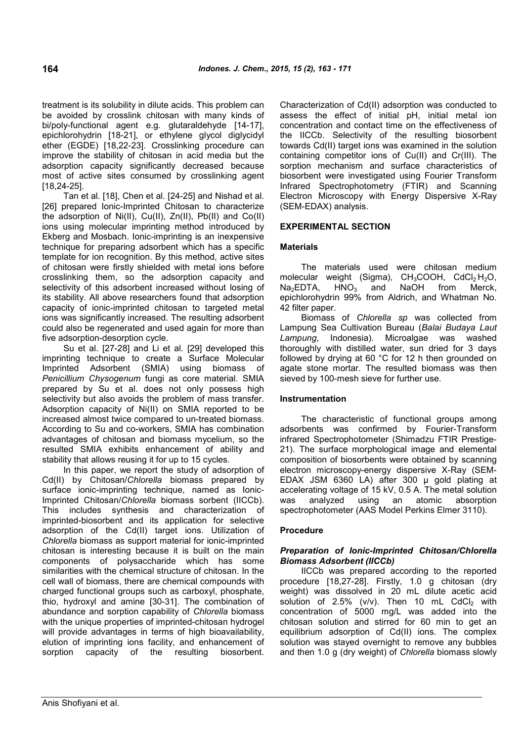treatment is its solubility in dilute acids. This problem can be avoided by crosslink chitosan with many kinds of bi/poly-functional agent e.g. glutaraldehyde [14-17], epichlorohydrin [18-21], or ethylene glycol diglycidyl ether (EGDE) [18,22-23]. Crosslinking procedure can improve the stability of chitosan in acid media but the adsorption capacity significantly decreased because most of active sites consumed by crosslinking agent [18,24-25].

Tan et al. [18], Chen et al. [24-25] and Nishad et al. [26] prepared Ionic-Imprinted Chitosan to characterize the adsorption of Ni(II), Cu(II), Zn(II), Pb(II) and Co(II) ions using molecular imprinting method introduced by Ekberg and Mosbach. Ionic-imprinting is an inexpensive technique for preparing adsorbent which has a specific template for ion recognition. By this method, active sites of chitosan were firstly shielded with metal ions before crosslinking them, so the adsorption capacity and selectivity of this adsorbent increased without losing of its stability. All above researchers found that adsorption capacity of ionic-imprinted chitosan to targeted metal ions was significantly increased. The resulting adsorbent could also be regenerated and used again for more than five adsorption-desorption cycle.

Su et al. [27-28] and Li et al. [29] developed this imprinting technique to create a Surface Molecular Imprinted Adsorbent (SMIA) using biomass of *Penicillium Chysogenum* fungi as core material. SMIA prepared by Su et al. does not only possess high selectivity but also avoids the problem of mass transfer. Adsorption capacity of Ni(II) on SMIA reported to be increased almost twice compared to un-treated biomass. According to Su and co-workers, SMIA has combination advantages of chitosan and biomass mycelium, so the resulted SMIA exhibits enhancement of ability and stability that allows reusing it for up to 15 cycles.

In this paper, we report the study of adsorption of Cd(II) by Chitosan/*Chlorella* biomass prepared by surface ionic-imprinting technique, named as Ionic-Imprinted Chitosan/*Chlorella* biomass sorbent (IICCb). This includes synthesis and characterization of imprinted-biosorbent and its application for selective adsorption of the Cd(II) target ions. Utilization of *Chlorella* biomass as support material for ionic-imprinted chitosan is interesting because it is built on the main components of polysaccharide which has some similarities with the chemical structure of chitosan. In the cell wall of biomass, there are chemical compounds with charged functional groups such as carboxyl, phosphate, thio, hydroxyl and amine [30-31]. The combination of abundance and sorption capability of *Chlorella* biomass with the unique properties of imprinted-chitosan hydrogel will provide advantages in terms of high bioavailability, elution of imprinting ions facility, and enhancement of sorption capacity of the resulting biosorbent. Characterization of Cd(II) adsorption was conducted to assess the effect of initial pH, initial metal ion concentration and contact time on the effectiveness of the IICCb. Selectivity of the resulting biosorbent towards Cd(II) target ions was examined in the solution containing competitor ions of Cu(II) and Cr(III). The sorption mechanism and surface characteristics of biosorbent were investigated using Fourier Transform Infrared Spectrophotometry (FTIR) and Scanning Electron Microscopy with Energy Dispersive X-Ray (SEM-EDAX) analysis.

## EXPERIMENTAL SECTION

### Materials

The materials used were chitosan medium molecular weight (Sigma), $CH_3COOH$, $CdCl_2{\cdot}H_2O$, $Na_2EDTA$, $HNO_3$ and NaOH from Merck, epichlorohydrin 99% from Aldrich, and Whatman No. 42 filter paper.

Biomass of *Chlorella sp* was collected from Lampung Sea Cultivation Bureau (*Balai Budaya Laut Lampung*, Indonesia). Microalgae was washed thoroughly with distilled water, sun dried for 3 days followed by drying at 60 °C for 12 h then grounded on agate stone mortar. The resulted biomass was then sieved by 100-mesh sieve for further use.

### Instrumentation

The characteristic of functional groups among adsorbents was confirmed by Fourier-Transform infrared Spectrophotometer (Shimadzu FTIR Prestige-21). The surface morphological image and elemental composition of biosorbents were obtained by scanning electron microscopy-energy dispersive X-Ray (SEM-EDAX JSM 6360 LA) after 300 µ gold plating at accelerating voltage of 15 kV, 0.5 A. The metal solution was analyzed using an atomic absorption spectrophotometer (AAS Model Perkins Elmer 3110).

### Procedure

#### *Preparation of Ionic-Imprinted Chitosan/Chlorella Biomass Adsorbent (IICCb)*

IICCb was prepared according to the reported procedure [18,27-28]. Firstly, 1.0 g chitosan (dry weight) was dissolved in 20 mL dilute acetic acid solution of 2.5% (v/v). Then 10 mL $CdCl_2$ with concentration of 5000 mg/L was added into the chitosan solution and stirred for 60 min to get an equilibrium adsorption of Cd(II) ions. The complex solution was stayed overnight to remove any bubbles and then 1.0 g (dry weight) of *Chlorella* biomass slowly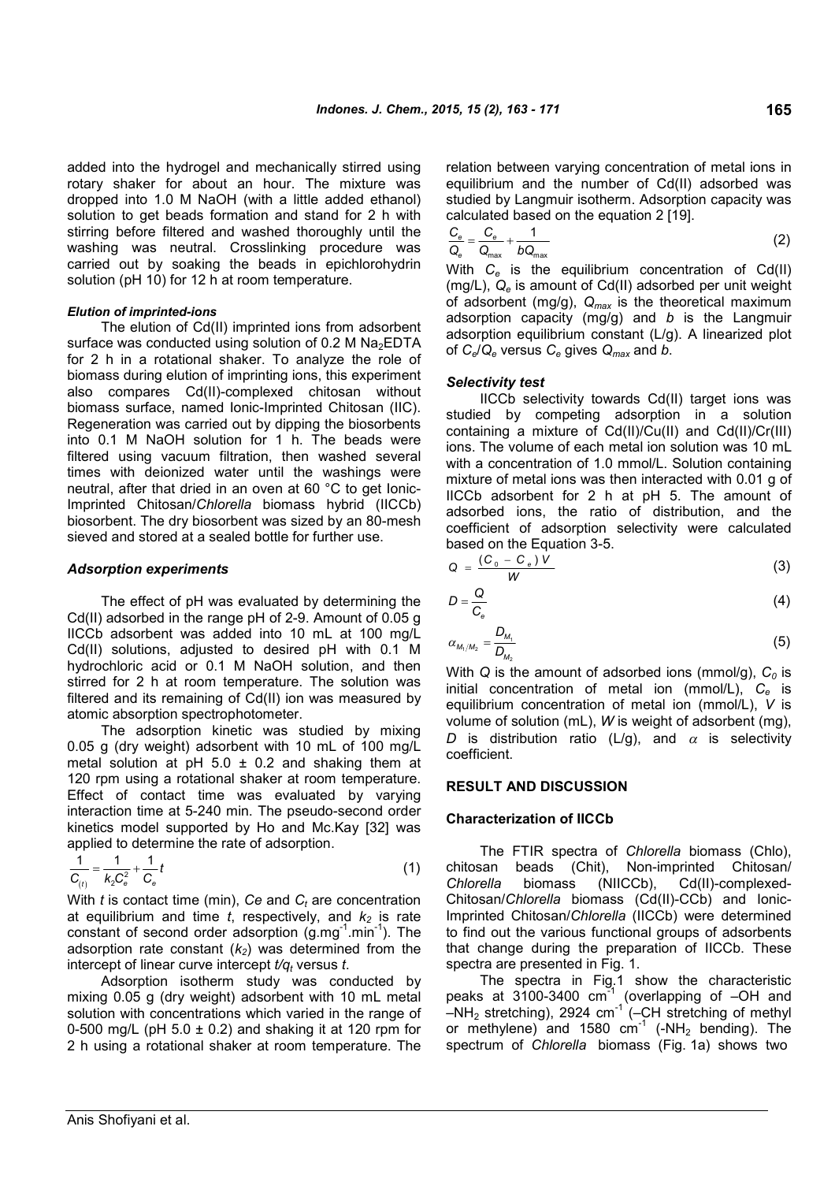added into the hydrogel and mechanically stirred using rotary shaker for about an hour. The mixture was dropped into 1.0 M NaOH (with a little added ethanol) solution to get beads formation and stand for 2 h with stirring before filtered and washed thoroughly until the washing was neutral. Crosslinking procedure was carried out by soaking the beads in epichlorohydrin solution (pH 10) for 12 h at room temperature.

#### *Elution of imprinted-ions*

The elution of Cd(II) imprinted ions from adsorbent surface was conducted using solution of 0.2 M $Na_2EDTA$ for 2 h in a rotational shaker. To analyze the role of biomass during elution of imprinting ions, this experiment also compares Cd(II)-complexed chitosan without biomass surface, named Ionic-Imprinted Chitosan (IIC). Regeneration was carried out by dipping the biosorbents into 0.1 M NaOH solution for 1 h. The beads were filtered using vacuum filtration, then washed several times with deionized water until the washings were neutral, after that dried in an oven at 60 °C to get Ionic-Imprinted Chitosan/*Chlorella* biomass hybrid (IICCb) biosorbent. The dry biosorbent was sized by an 80-mesh sieved and stored at a sealed bottle for further use.

### *Adsorption experiments*

The effect of pH was evaluated by determining the Cd(II) adsorbed in the range pH of 2-9. Amount of 0.05 g IICCb adsorbent was added into 10 mL at 100 mg/L Cd(II) solutions, adjusted to desired pH with 0.1 M hydrochloric acid or 0.1 M NaOH solution, and then stirred for 2 h at room temperature. The solution was filtered and its remaining of Cd(II) ion was measured by atomic absorption spectrophotometer.

The adsorption kinetic was studied by mixing 0.05 g (dry weight) adsorbent with 10 mL of 100 mg/L metal solution at pH 5.0 ± 0.2 and shaking them at 120 rpm using a rotational shaker at room temperature. Effect of contact time was evaluated by varying interaction time at 5-240 min. The pseudo-second order kinetics model supported by Ho and Mc.Kay [32] was applied to determine the rate of adsorption.

$$\frac{1}{C_{(t)}} = \frac{1}{k_2 C_e^2} + \frac{1}{C_e} t \tag{1}$$

With $t$ is contact time (min), $Ce$ and $C_t$ are concentration at equilibrium and time $t$, respectively, and $k_2$ is rate constant of second order adsorption ($g.mg^{-1}.min^{-1}$). The adsorption rate constant ($k_2$) was determined from the intercept of linear curve intercept $t/q_t$ versus $t$.

Adsorption isotherm study was conducted by mixing 0.05 g (dry weight) adsorbent with 10 mL metal solution with concentrations which varied in the range of 0-500 mg/L (pH 5.0 ± 0.2) and shaking it at 120 rpm for 2 h using a rotational shaker at room temperature. The relation between varying concentration of metal ions in equilibrium and the number of Cd(II) adsorbed was studied by Langmuir isotherm. Adsorption capacity was calculated based on the equation 2 [19].

$$\frac{C_e}{Q_e} = \frac{C_e}{Q_{max}} + \frac{1}{bQ_{max}} \tag{2}$$

With $C_e$ is the equilibrium concentration of Cd(II) (mg/L), $Q_e$ is amount of Cd(II) adsorbed per unit weight of adsorbent (mg/g), $Q_{max}$ is the theoretical maximum adsorption capacity (mg/g) and $b$ is the Langmuir adsorption equilibrium constant (L/g). A linearized plot of $C_e/Q_e$ versus $C_e$ gives $Q_{max}$ and $b$.

#### *Selectivity test*

IICCb selectivity towards Cd(II) target ions was studied by competing adsorption in a solution containing a mixture of Cd(II)/Cu(II) and Cd(II)/Cr(III) ions. The volume of each metal ion solution was 10 mL with a concentration of 1.0 mmol/L. Solution containing mixture of metal ions was then interacted with 0.01 g of IICCb adsorbent for 2 h at pH 5. The amount of adsorbed ions, the ratio of distribution, and the coefficient of adsorption selectivity were calculated based on the Equation 3-5.

$$Q = \frac{(C_0 - C_e)V}{W} \tag{3}$$

$$D = \frac{Q}{C_e} \tag{4}$$

$$\alpha_{M_1/M_2} = \frac{D_{M_1}}{D_{M_2}} \tag{5}$$

With $Q$ is the amount of adsorbed ions (mmol/g), $C_0$ is initial concentration of metal ion (mmol/L), $C_e$ is equilibrium concentration of metal ion (mmol/L), $V$ is volume of solution (mL), $W$ is weight of adsorbent (mg), $D$ is distribution ratio (L/g), and $\alpha$ is selectivity coefficient.

## RESULT AND DISCUSSION

### Characterization of IICCb

The FTIR spectra of *Chlorella* biomass (Chlo), chitosan beads (Chit), Non-imprinted Chitosan/*Chlorella* biomass (NIICCb), Cd(II)-complexed-Chitosan/*Chlorella* biomass (Cd(II)-CCb) and Ionic-Imprinted Chitosan/*Chlorella* (IICCb) were determined to find out the various functional groups of adsorbents that change during the preparation of IICCb. These spectra are presented in Fig. 1.

The spectra in Fig.1 show the characteristic peaks at 3100-3400 $cm^{-1}$ (overlapping of –OH and $-NH_2$ stretching), 2924 $cm^{-1}$ (–CH stretching of methyl or methylene) and 1580 $cm^{-1}$ ($-NH_2$ bending). The spectrum of *Chlorella* biomass (Fig. 1a) shows two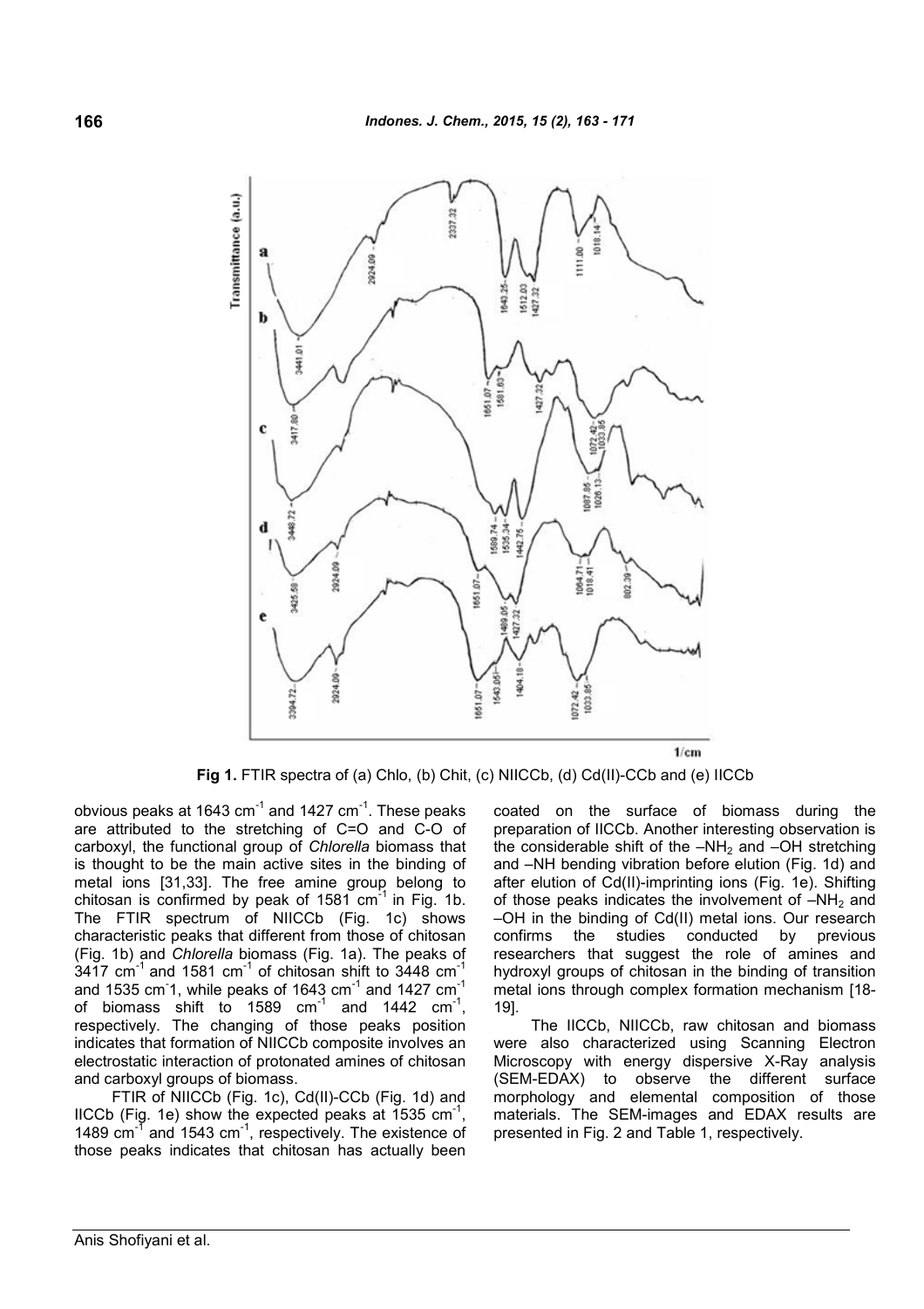**Fig 1.** FTIR spectra of (a) Chlo, (b) Chit, (c) NIICCb, (d) Cd(II)-CCb and (e) IICCb

obvious peaks at 1643 $cm^{-1}$ and 1427 $cm^{-1}$. These peaks are attributed to the stretching of C=O and C-O of carboxyl, the functional group of *Chlorella* biomass that is thought to be the main active sites in the binding of metal ions [31,33]. The free amine group belong to chitosan is confirmed by peak of 1581 $cm^{-1}$ in Fig. 1b. The FTIR spectrum of NIICCb (Fig. 1c) shows characteristic peaks that different from those of chitosan (Fig. 1b) and *Chlorella* biomass (Fig. 1a). The peaks of 3417 $cm^{-1}$ and 1581 $cm^{-1}$ of chitosan shift to 3448 $cm^{-1}$ and 1535 $cm^{-1}$, while peaks of 1643 $cm^{-1}$ and 1427 $cm^{-1}$ of biomass shift to 1589 $cm^{-1}$ and 1442 $cm^{-1}$, respectively. The changing of those peaks position indicates that formation of NIICCb composite involves an electrostatic interaction of protonated amines of chitosan and carboxyl groups of biomass.

FTIR of NIICCb (Fig. 1c), Cd(II)-CCb (Fig. 1d) and IICCb (Fig. 1e) show the expected peaks at 1535 $cm^{-1}$, 1489 $cm^{-1}$ and 1543 $cm^{-1}$, respectively. The existence of those peaks indicates that chitosan has actually been coated on the surface of biomass during the preparation of IICCb. Another interesting observation is the considerable shift of the $-NH_2$ and –OH stretching and –NH bending vibration before elution (Fig. 1d) and after elution of Cd(II)-imprinting ions (Fig. 1e). Shifting of those peaks indicates the involvement of $-NH_2$ and –OH in the binding of Cd(II) metal ions. Our research confirms the studies conducted by previous researchers that suggest the role of amines and hydroxyl groups of chitosan in the binding of transition metal ions through complex formation mechanism [18-19].

The IICCb, NIICCb, raw chitosan and biomass were also characterized using Scanning Electron Microscopy with energy dispersive X-Ray analysis (SEM-EDAX) to observe the different surface morphology and elemental composition of those materials. The SEM-images and EDAX results are presented in Fig. 2 and Table 1, respectively.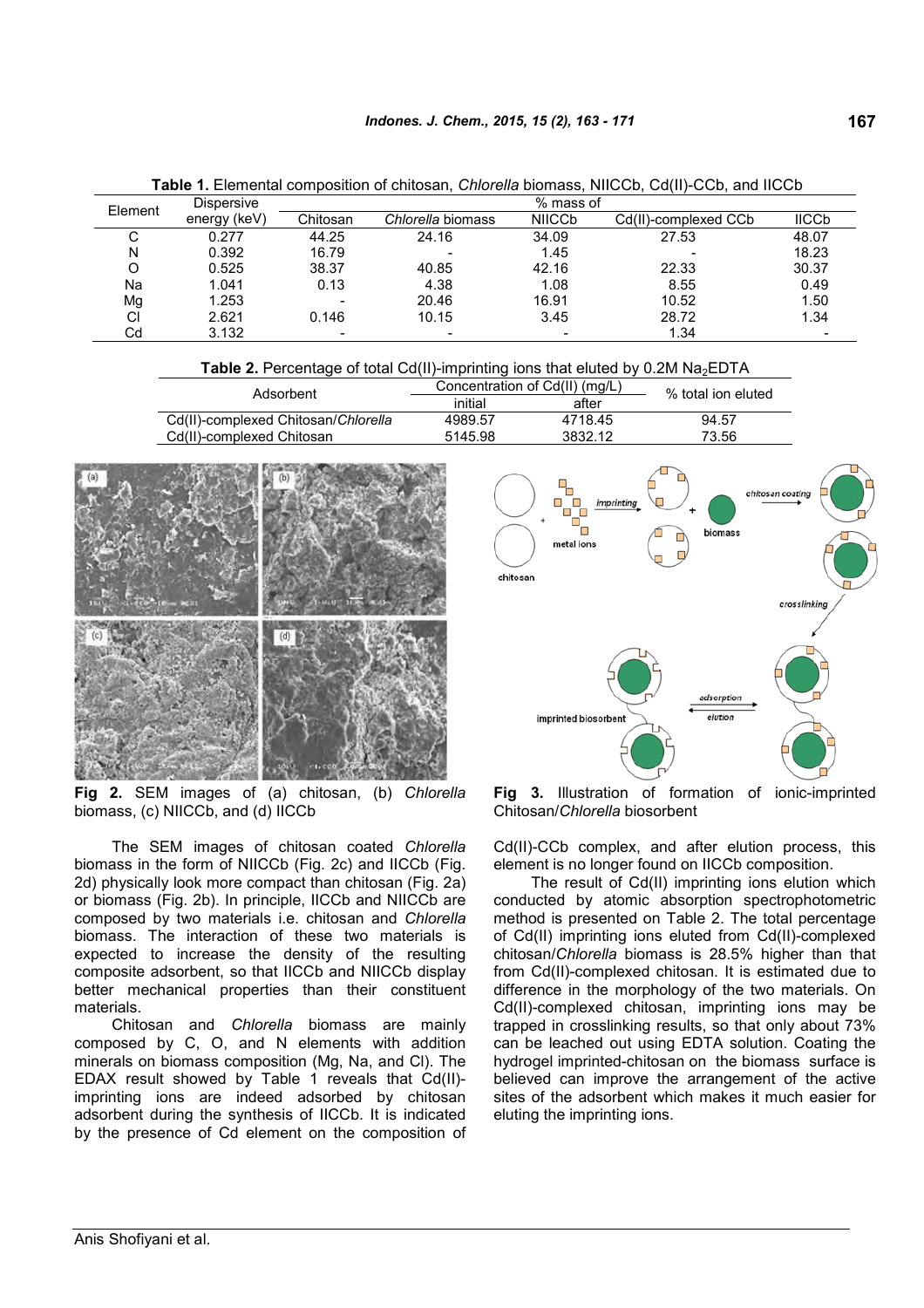**Table 1.** Elemental composition of chitosan, *Chlorella* biomass, NIICCb, Cd(II)-CCb, and IICCb

| Element | Dispersive energy (keV) | % mass of | | | | |
|---|---|---|---|---|---|---|
| | | Chitosan | *Chlorella* biomass | NIICCb | Cd(II)-complexed CCb | IICCb |
| C | 0.277 | 44.25 | 24.16 | 34.09 | 27.53 | 48.07 |
| N | 0.392 | 16.79 | - | 1.45 | - | 18.23 |
| O | 0.525 | 38.37 | 40.85 | 42.16 | 22.33 | 30.37 |
| Na | 1.041 | 0.13 | 4.38 | 1.08 | 8.55 | 0.49 |
| Mg | 1.253 | - | 20.46 | 16.91 | 10.52 | 1.50 |
| Cl | 2.621 | 0.146 | 10.15 | 3.45 | 28.72 | 1.34 |
| Cd | 3.132 | - | - | - | 1.34 | - |

**Table 2.** Percentage of total Cd(II)-imprinting ions that eluted by 0.2M $Na_2EDTA$

| Adsorbent | Concentration of Cd(II) (mg/L) | | % total ion eluted |
|---|---|---|---|
| | initial | after | |
| Cd(II)-complexed Chitosan/*Chlorella* | 4989.57 | 4718.45 | 94.57 |
| Cd(II)-complexed Chitosan | 5145.98 | 3832.12 | 73.56 |

**Fig 2.** SEM images of (a) chitosan, (b) *Chlorella* biomass, (c) NIICCb, and (d) IICCb

**Fig 3.** Illustration of formation of ionic-imprinted Chitosan/*Chlorella* biosorbent

The SEM images of chitosan coated *Chlorella* biomass in the form of NIICCb (Fig. 2c) and IICCb (Fig. 2d) physically look more compact than chitosan (Fig. 2a) or biomass (Fig. 2b). In principle, IICCb and NIICCb are composed by two materials i.e. chitosan and *Chlorella* biomass. The interaction of these two materials is expected to increase the density of the resulting composite adsorbent, so that IICCb and NIICCb display better mechanical properties than their constituent materials.

Chitosan and *Chlorella* biomass are mainly composed by C, O, and N elements with addition minerals on biomass composition (Mg, Na, and Cl). The EDAX result showed by Table 1 reveals that Cd(II)-imprinting ions are indeed adsorbed by chitosan adsorbent during the synthesis of IICCb. It is indicated by the presence of Cd element on the composition of Cd(II)-CCb complex, and after elution process, this element is no longer found on IICCb composition.

The result of Cd(II) imprinting ions elution which conducted by atomic absorption spectrophotometric method is presented on Table 2. The total percentage of Cd(II) imprinting ions eluted from Cd(II)-complexed chitosan/*Chlorella* biomass is 28.5% higher than that from Cd(II)-complexed chitosan. It is estimated due to difference in the morphology of the two materials. On Cd(II)-complexed chitosan, imprinting ions may be trapped in crosslinking results, so that only about 73% can be leached out using EDTA solution. Coating the hydrogel imprinted-chitosan on the biomass surface is believed can improve the arrangement of the active sites of the adsorbent which makes it much easier for eluting the imprinting ions.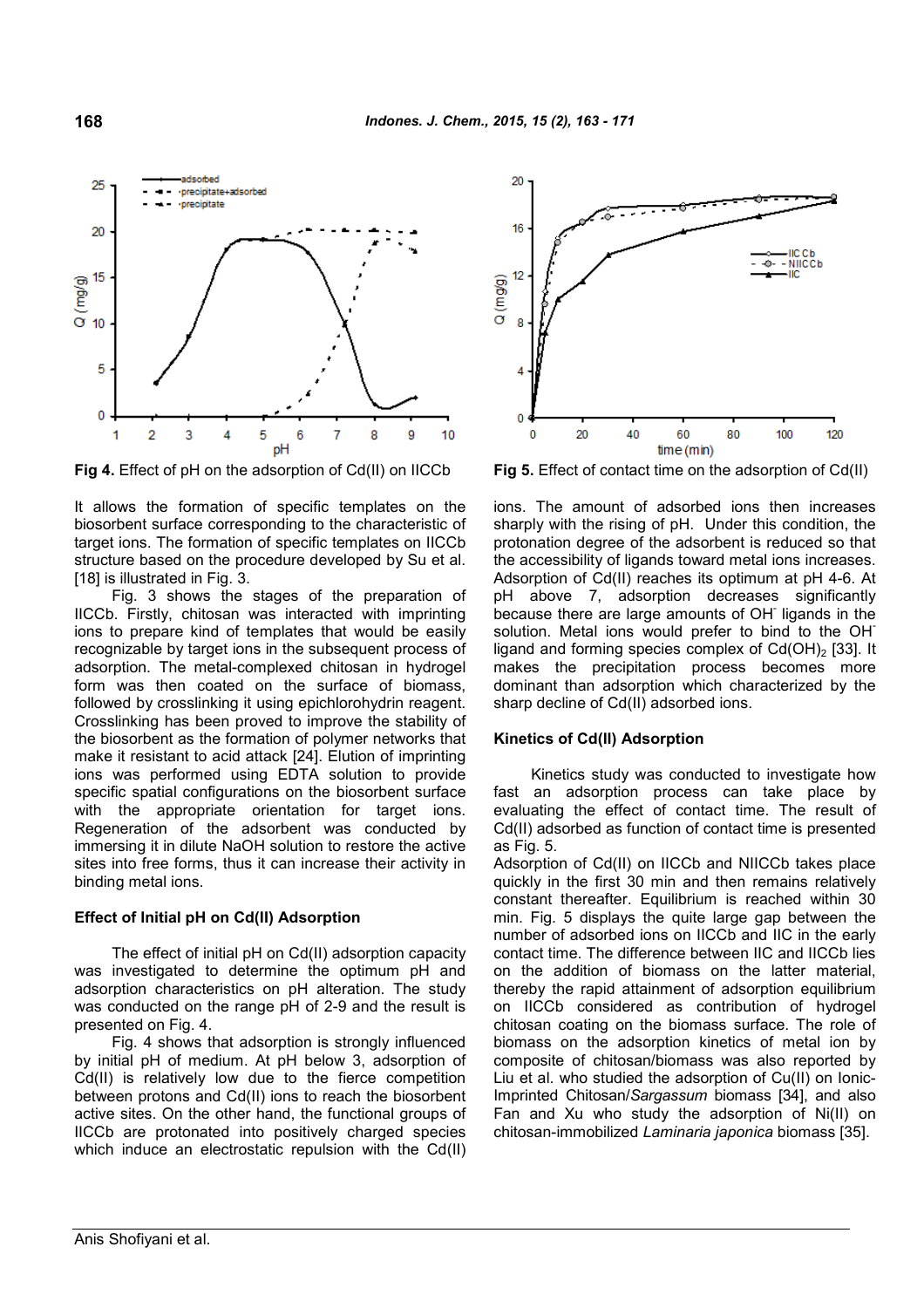Fig 4. Effect of pH on the adsorption of Cd(II) on IICCb

Fig 5. Effect of contact time on the adsorption of Cd(II)

It allows the formation of specific templates on the biosorbent surface corresponding to the characteristic of target ions. The formation of specific templates on IICCb structure based on the procedure developed by Su et al. [18] is illustrated in Fig. 3.

Fig. 3 shows the stages of the preparation of IICCb. Firstly, chitosan was interacted with imprinting ions to prepare kind of templates that would be easily recognizable by target ions in the subsequent process of adsorption. The metal-complexed chitosan in hydrogel form was then coated on the surface of biomass, followed by crosslinking it using epichlorohydrin reagent. Crosslinking has been proved to improve the stability of the biosorbent as the formation of polymer networks that make it resistant to acid attack [24]. Elution of imprinting ions was performed using EDTA solution to provide specific spatial configurations on the biosorbent surface with the appropriate orientation for target ions. Regeneration of the adsorbent was conducted by immersing it in dilute NaOH solution to restore the active sites into free forms, thus it can increase their activity in binding metal ions.

### Effect of Initial pH on Cd(II) Adsorption

The effect of initial pH on Cd(II) adsorption capacity was investigated to determine the optimum pH and adsorption characteristics on pH alteration. The study was conducted on the range pH of 2-9 and the result is presented on Fig. 4.

Fig. 4 shows that adsorption is strongly influenced by initial pH of medium. At pH below 3, adsorption of Cd(II) is relatively low due to the fierce competition between protons and Cd(II) ions to reach the biosorbent active sites. On the other hand, the functional groups of IICCb are protonated into positively charged species which induce an electrostatic repulsion with the Cd(II) ions. The amount of adsorbed ions then increases sharply with the rising of pH. Under this condition, the protonation degree of the adsorbent is reduced so that the accessibility of ligands toward metal ions increases. Adsorption of Cd(II) reaches its optimum at pH 4-6. At pH above 7, adsorption decreases significantly because there are large amounts of $OH^-$ ligands in the solution. Metal ions would prefer to bind to the $OH^-$ ligand and forming species complex of $Cd(OH)_2$ [33]. It makes the precipitation process becomes more dominant than adsorption which characterized by the sharp decline of Cd(II) adsorbed ions.

### Kinetics of Cd(II) Adsorption

Kinetics study was conducted to investigate how fast an adsorption process can take place by evaluating the effect of contact time. The result of Cd(II) adsorbed as function of contact time is presented as Fig. 5.

Adsorption of Cd(II) on IICCb and NIICCb takes place quickly in the first 30 min and then remains relatively constant thereafter. Equilibrium is reached within 30 min. Fig. 5 displays the quite large gap between the number of adsorbed ions on IICCb and IIC in the early contact time. The difference between IIC and IICCb lies on the addition of biomass on the latter material, thereby the rapid attainment of adsorption equilibrium on IICCb considered as contribution of hydrogel chitosan coating on the biomass surface. The role of biomass on the adsorption kinetics of metal ion by composite of chitosan/biomass was also reported by Liu et al. who studied the adsorption of Cu(II) on Ionic-Imprinted Chitosan/*Sargassum* biomass [34], and also Fan and Xu who study the adsorption of Ni(II) on chitosan-immobilized *Laminaria japonica* biomass [35].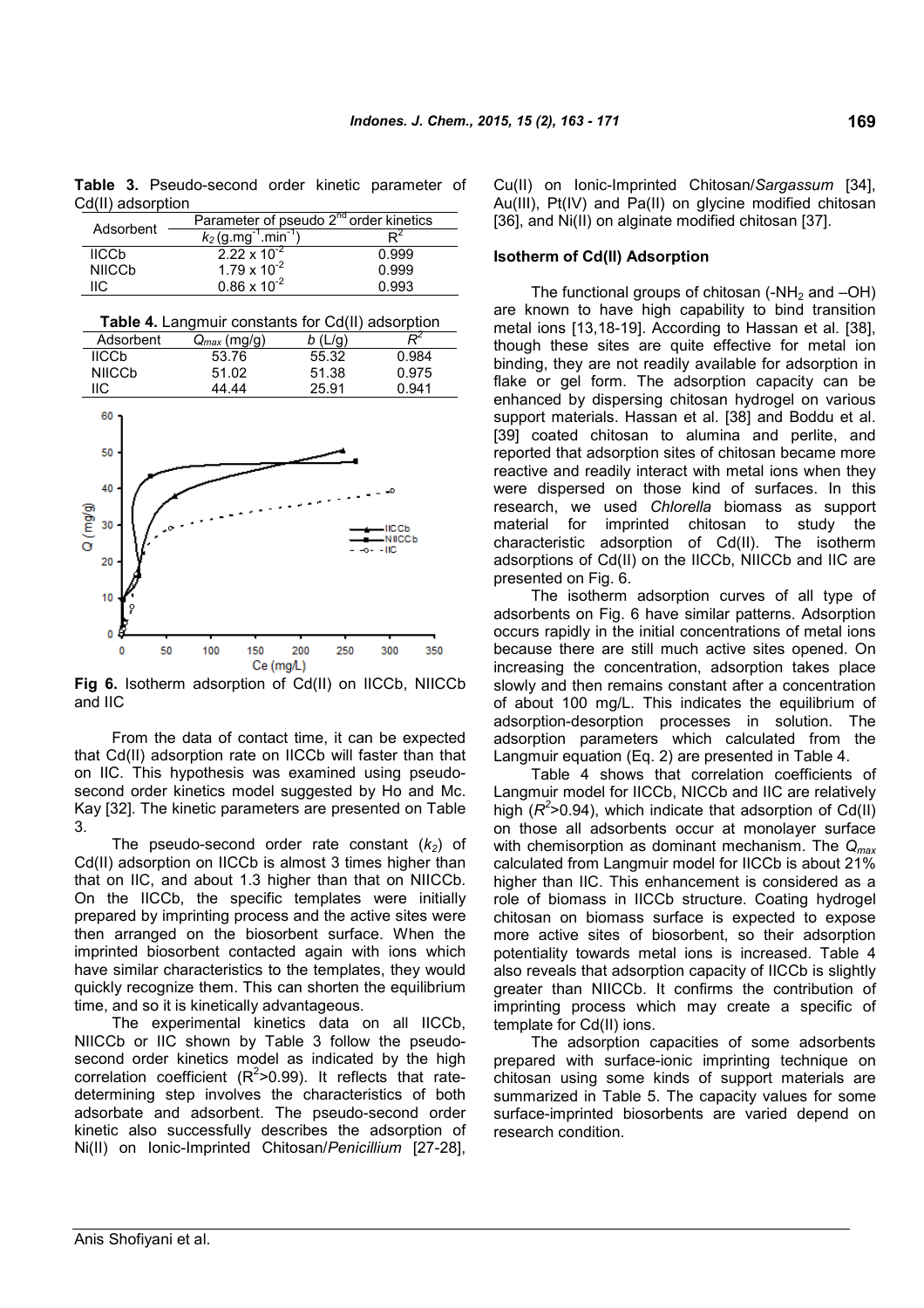**Table 3.** Pseudo-second order kinetic parameter of Cd(II) adsorption

| Adsorbent | Parameter of pseudo 2nd order kinetics | |
|---|---|---|
| | $k_2$ (g.mg$^{-1}$.min$^{-1}$) | $R^2$ |
| IICCb | $2.22 \times 10^{-2}$ | 0.999 |
| NIICCb | $1.79 \times 10^{-2}$ | 0.999 |
| IIC | $0.86 \times 10^{-2}$ | 0.993 |

**Table 4.** Langmuir constants for Cd(II) adsorption

| Adsorbent | $Q_{max}$ (mg/g) | $b$ (L/g) | $R^2$ |
|---|---|---|---|
| IICCb | 53.76 | 55.32 | 0.984 |
| NIICCb | 51.02 | 51.38 | 0.975 |
| IIC | 44.44 | 25.91 | 0.941 |

**Fig 6.** Isotherm adsorption of Cd(II) on IICCb, NIICCb and IIC

From the data of contact time, it can be expected that Cd(II) adsorption rate on IICCb will faster than that on IIC. This hypothesis was examined using pseudo-second order kinetics model suggested by Ho and Mc. Kay [32]. The kinetic parameters are presented on Table 3.

The pseudo-second order rate constant ($k_2$) of Cd(II) adsorption on IICCb is almost 3 times higher than that on IIC, and about 1.3 higher than that on NIICCb. On the IICCb, the specific templates were initially prepared by imprinting process and the active sites were then arranged on the biosorbent surface. When the imprinted biosorbent contacted again with ions which have similar characteristics to the templates, they would quickly recognize them. This can shorten the equilibrium time, and so it is kinetically advantageous.

The experimental kinetics data on all IICCb, NIICCb or IIC shown by Table 3 follow the pseudo-second order kinetics model as indicated by the high correlation coefficient ($R^2$>0.99). It reflects that rate-determining step involves the characteristics of both adsorbate and adsorbent. The pseudo-second order kinetic also successfully describes the adsorption of Ni(II) on Ionic-Imprinted Chitosan/*Penicillium* [27-28], Cu(II) on Ionic-Imprinted Chitosan/*Sargassum* [34], Au(III), Pt(IV) and Pa(II) on glycine modified chitosan [36], and Ni(II) on alginate modified chitosan [37].

### Isotherm of Cd(II) Adsorption

The functional groups of chitosan (-$NH_2$ and –OH) are known to have high capability to bind transition metal ions [13,18-19]. According to Hassan et al. [38], though these sites are quite effective for metal ion binding, they are not readily available for adsorption in flake or gel form. The adsorption capacity can be enhanced by dispersing chitosan hydrogel on various support materials. Hassan et al. [38] and Boddu et al. [39] coated chitosan to alumina and perlite, and reported that adsorption sites of chitosan became more reactive and readily interact with metal ions when they were dispersed on those kind of surfaces. In this research, we used *Chlorella* biomass as support material for imprinted chitosan to study the characteristic adsorption of Cd(II). The isotherm adsorptions of Cd(II) on the IICCb, NIICCb and IIC are presented on Fig. 6.

The isotherm adsorption curves of all type of adsorbents on Fig. 6 have similar patterns. Adsorption occurs rapidly in the initial concentrations of metal ions because there are still much active sites opened. On increasing the concentration, adsorption takes place slowly and then remains constant after a concentration of about 100 mg/L. This indicates the equilibrium of adsorption-desorption processes in solution. The adsorption parameters which calculated from the Langmuir equation (Eq. 2) are presented in Table 4.

Table 4 shows that correlation coefficients of Langmuir model for IICCb, NICCb and IIC are relatively high ($R^2$>0.94), which indicate that adsorption of Cd(II) on those all adsorbents occur at monolayer surface with chemisorption as dominant mechanism. The $Q_{max}$ calculated from Langmuir model for IICCb is about 21% higher than IIC. This enhancement is considered as a role of biomass in IICCb structure. Coating hydrogel chitosan on biomass surface is expected to expose more active sites of biosorbent, so their adsorption potentiality towards metal ions is increased. Table 4 also reveals that adsorption capacity of IICCb is slightly greater than NIICCb. It confirms the contribution of imprinting process which may create a specific of template for Cd(II) ions.

The adsorption capacities of some adsorbents prepared with surface-ionic imprinting technique on chitosan using some kinds of support materials are summarized in Table 5. The capacity values for some surface-imprinted biosorbents are varied depend on research condition.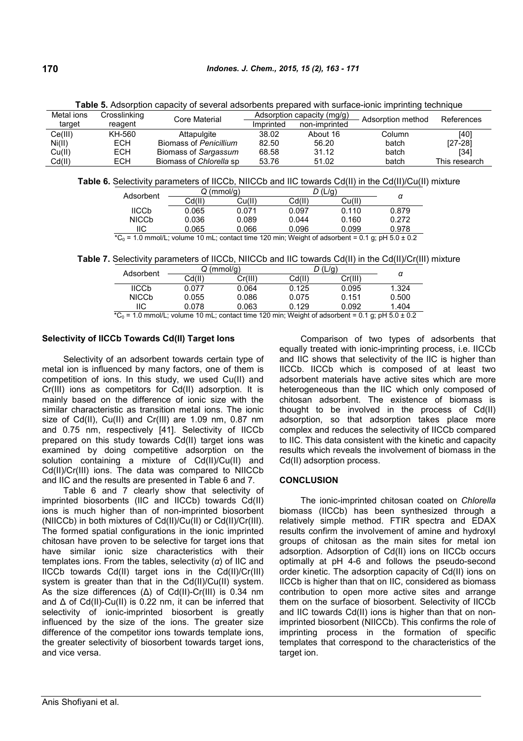**Table 5.** Adsorption capacity of several adsorbents prepared with surface-ionic imprinting technique

| Metal ions target | Crosslinking reagent | Core Material | Adsorption capacity (mg/g) | | Adsorption method | References |
|---|---|---|---|---|---|---|
| | | | Imprinted | non-imprinted | | |
| Ce(III) | KH-560 | Attapulgite | 38.02 | About 16 | Column | [40] |
| Ni(II) | ECH | Biomass of *Penicillium* | 82.50 | 56.20 | batch | [27-28] |
| Cu(II) | ECH | Biomass of *Sargassum* | 68.58 | 31.12 | batch | [34] |
| Cd(II) | ECH | Biomass of *Chlorella* sp | 53.76 | 51.02 | batch | This research |

**Table 6.** Selectivity parameters of IICCb, NIICCb and IIC towards Cd(II) in the Cd(II)/Cu(II) mixture

| Adsorbent | $Q$ (mmol/g) | | $D$ (L/g) | | $\alpha$ |
|---|---|---|---|---|---|
| | Cd(II) | Cu(II) | Cd(II) | Cu(II) | |
| IICCb | 0.065 | 0.071 | 0.097 | 0.110 | 0.879 |
| NIICCb | 0.036 | 0.089 | 0.044 | 0.160 | 0.272 |
| IIC | 0.065 | 0.066 | 0.096 | 0.099 | 0.978 |

*$C_0$ = 1.0 mmol/L; volume 10 mL; contact time 120 min; Weight of adsorbent = 0.1 g; pH 5.0 ± 0.2

**Table 7.** Selectivity parameters of IICCb, NIICCb and IIC towards Cd(II) in the Cd(II)/Cr(III) mixture

| Adsorbent | $Q$ (mmol/g) | | $D$ (L/g) | | $\alpha$ |
|---|---|---|---|---|---|
| | Cd(II) | Cr(III) | Cd(II) | Cr(III) | |
| IICCb | 0.077 | 0.064 | 0.125 | 0.095 | 1.324 |
| NICCb | 0.055 | 0.086 | 0.075 | 0.151 | 0.500 |
| IIC | 0.078 | 0.063 | 0.129 | 0.092 | 1.404 |

*$C_0$ = 1.0 mmol/L; volume 10 mL; contact time 120 min; Weight of adsorbent = 0.1 g; pH 5.0 ± 0.2

### Selectivity of IICCb Towards Cd(II) Target Ions

Selectivity of an adsorbent towards certain type of metal ion is influenced by many factors, one of them is competition of ions. In this study, we used Cu(II) and Cr(III) ions as competitors for Cd(II) adsorption. It is mainly based on the difference of ionic size with the similar characteristic as transition metal ions. The ionic size of Cd(II), Cu(II) and Cr(III) are 1.09 nm, 0.87 nm and 0.75 nm, respectively [41]. Selectivity of IICCb prepared on this study towards Cd(II) target ions was examined by doing competitive adsorption on the solution containing a mixture of Cd(II)/Cu(II) and Cd(II)/Cr(III) ions. The data was compared to NIICCb and IIC and the results are presented in Table 6 and 7.

Table 6 and 7 clearly show that selectivity of imprinted biosorbents (IIC and IICCb) towards Cd(II) ions is much higher than of non-imprinted biosorbent (NIICCb) in both mixtures of Cd(II)/Cu(II) or Cd(II)/Cr(III). The formed spatial configurations in the ionic imprinted chitosan have proven to be selective for target ions that have similar ionic size characteristics with their templates ions. From the tables, selectivity ($\alpha$) of IIC and IICCb towards Cd(II) target ions in the Cd(II)/Cr(III) system is greater than that in the Cd(II)/Cu(II) system. As the size differences ($\Delta$) of Cd(II)-Cr(III) is 0.34 nm and $\Delta$ of Cd(II)-Cu(II) is 0.22 nm, it can be inferred that selectivity of ionic-imprinted biosorbent is greatly influenced by the size of the ions. The greater size difference of the competitor ions towards template ions, the greater selectivity of biosorbent towards target ions, and vice versa.

Comparison of two types of adsorbents that equally treated with ionic-imprinting process, i.e. IICCb and IIC shows that selectivity of the IIC is higher than IICCb. IICCb which is composed of at least two adsorbent materials have active sites which are more heterogeneous than the IIC which only composed of chitosan adsorbent. The existence of biomass is thought to be involved in the process of Cd(II) adsorption, so that adsorption takes place more complex and reduces the selectivity of IICCb compared to IIC. This data consistent with the kinetic and capacity results which reveals the involvement of biomass in the Cd(II) adsorption process.

## CONCLUSION

The ionic-imprinted chitosan coated on *Chlorella* biomass (IICCb) has been synthesized through a relatively simple method. FTIR spectra and EDAX results confirm the involvement of amine and hydroxyl groups of chitosan as the main sites for metal ion adsorption. Adsorption of Cd(II) ions on IICCb occurs optimally at pH 4-6 and follows the pseudo-second order kinetic. The adsorption capacity of Cd(II) ions on IICCb is higher than that on IIC, considered as biomass contribution to open more active sites and arrange them on the surface of biosorbent. Selectivity of IICCb and IIC towards Cd(II) ions is higher than that on non-imprinted biosorbent (NIICCb). This confirms the role of imprinting process in the formation of specific templates that correspond to the characteristics of the target ion.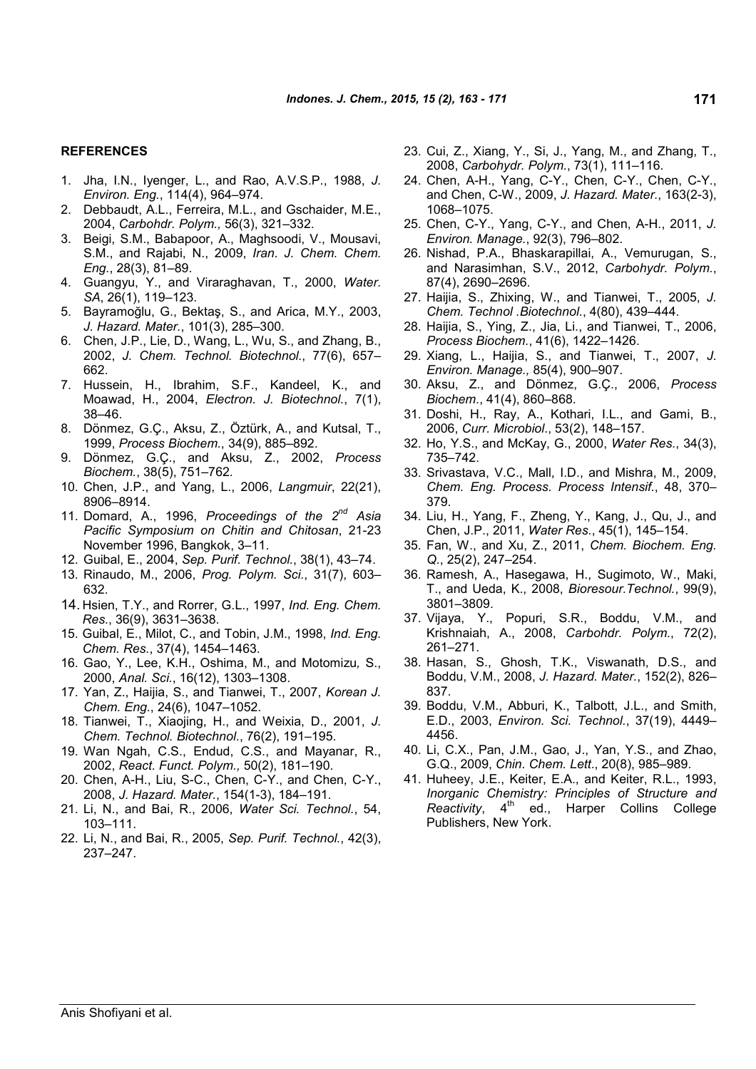## REFERENCES

1. Jha, I.N., Iyenger, L., and Rao, A.V.S.P., 1988, *J. Environ. Eng.*, 114(4), 964–974.
2. Debbaudt, A.L., Ferreira, M.L., and Gschaider, M.E., 2004, *Carbohdr. Polym.,* 56(3), 321–332.
3. Beigi, S.M., Babapoor, A., Maghsoodi, V., Mousavi, S.M., and Rajabi, N., 2009, *Iran. J. Chem. Chem. Eng.*, 28(3), 81–89.
4. Guangyu, Y., and Viraraghavan, T., 2000, *Water. SA*, 26(1), 119–123.
5. Bayramoğlu, G., Bektaş, S., and Arica, M.Y., 2003, *J. Hazard. Mater.*, 101(3), 285–300.
6. Chen, J.P., Lie, D., Wang, L., Wu, S., and Zhang, B., 2002, *J. Chem. Technol. Biotechnol.*, 77(6), 657–662.
7. Hussein, H., Ibrahim, S.F., Kandeel, K., and Moawad, H., 2004, *Electron. J. Biotechnol.*, 7(1), 38–46.
8. Dönmez, G.Ç., Aksu, Z., Öztürk, A., and Kutsal, T., 1999, *Process Biochem.*, 34(9), 885–892.
9. Dönmez, G.Ç., and Aksu, Z., 2002, *Process Biochem.*, 38(5), 751–762.
10. Chen, J.P., and Yang, L., 2006, *Langmuir*, 22(21), 8906–8914.
11. Domard, A., 1996, *Proceedings of the 2nd Asia Pacific Symposium on Chitin and Chitosan*, 21-23 November 1996, Bangkok, 3–11.
12. Guibal, E., 2004, *Sep. Purif. Technol.*, 38(1), 43–74.
13. Rinaudo, M., 2006, *Prog. Polym. Sci.*, 31(7), 603–632.
14. Hsien, T.Y., and Rorrer, G.L., 1997, *Ind. Eng. Chem. Res.*, 36(9), 3631–3638.
15. Guibal, E., Milot, C., and Tobin, J.M., 1998, *Ind. Eng. Chem. Res.*, 37(4), 1454–1463.
16. Gao, Y., Lee, K.H., Oshima, M., and Motomizu, S., 2000, *Anal. Sci.*, 16(12), 1303–1308.
17. Yan, Z., Haijia, S., and Tianwei, T., 2007, *Korean J. Chem. Eng.*, 24(6), 1047–1052.
18. Tianwei, T., Xiaojing, H., and Weixia, D., 2001, *J. Chem. Technol. Biotechnol.*, 76(2), 191–195.
19. Wan Ngah, C.S., Endud, C.S., and Mayanar, R., 2002, *React. Funct. Polym.,* 50(2), 181–190.
20. Chen, A-H., Liu, S-C., Chen, C-Y., and Chen, C-Y., 2008, *J. Hazard. Mater.*, 154(1-3), 184–191.
21. Li, N., and Bai, R., 2006, *Water Sci. Technol.*, 54, 103–111.
22. Li, N., and Bai, R., 2005, *Sep. Purif. Technol.*, 42(3), 237–247.
23. Cui, Z., Xiang, Y., Si, J., Yang, M., and Zhang, T., 2008, *Carbohydr. Polym.*, 73(1), 111–116.
24. Chen, A-H., Yang, C-Y., Chen, C-Y., Chen, C-Y., and Chen, C-W., 2009, *J. Hazard. Mater.*, 163(2-3), 1068–1075.
25. Chen, C-Y., Yang, C-Y., and Chen, A-H., 2011, *J. Environ. Manage.*, 92(3), 796–802.
26. Nishad, P.A., Bhaskarapillai, A., Vemurugan, S., and Narasimhan, S.V., 2012, *Carbohydr. Polym.*, 87(4), 2690–2696.
27. Haijia, S., Zhixing, W., and Tianwei, T., 2005, *J. Chem. Technol .Biotechnol.*, 4(80), 439–444.
28. Haijia, S., Ying, Z., Jia, Li., and Tianwei, T., 2006, *Process Biochem.*, 41(6), 1422–1426.
29. Xiang, L., Haijia, S., and Tianwei, T., 2007, *J. Environ. Manage.,* 85(4), 900–907.
30. Aksu, Z., and Dönmez, G.Ç., 2006, *Process Biochem.*, 41(4), 860–868.
31. Doshi, H., Ray, A., Kothari, I.L., and Gami, B., 2006, *Curr. Microbiol.*, 53(2), 148–157.
32. Ho, Y.S., and McKay, G., 2000, *Water Res.*, 34(3), 735–742.
33. Srivastava, V.C., Mall, I.D., and Mishra, M., 2009, *Chem. Eng. Process. Process Intensif.*, 48, 370–379.
34. Liu, H., Yang, F., Zheng, Y., Kang, J., Qu, J., and Chen, J.P., 2011, *Water Res.*, 45(1), 145–154.
35. Fan, W., and Xu, Z., 2011, *Chem. Biochem. Eng. Q.*, 25(2), 247–254.
36. Ramesh, A., Hasegawa, H., Sugimoto, W., Maki, T., and Ueda, K., 2008, *Bioresour.Technol.*, 99(9), 3801–3809.
37. Vijaya, Y., Popuri, S.R., Boddu, V.M., and Krishnaiah, A., 2008, *Carbohdr. Polym.*, 72(2), 261–271.
38. Hasan, S., Ghosh, T.K., Viswanath, D.S., and Boddu, V.M., 2008, *J. Hazard. Mater.*, 152(2), 826–837.
39. Boddu, V.M., Abburi, K., Talbott, J.L., and Smith, E.D., 2003, *Environ. Sci. Technol.*, 37(19), 4449–4456.
40. Li, C.X., Pan, J.M., Gao, J., Yan, Y.S., and Zhao, G.Q., 2009, *Chin. Chem. Lett.*, 20(8), 985–989.
41. Huheey, J.E., Keiter, E.A., and Keiter, R.L., 1993, *Inorganic Chemistry: Principles of Structure and Reactivity*, 4th ed., Harper Collins College Publishers, New York.